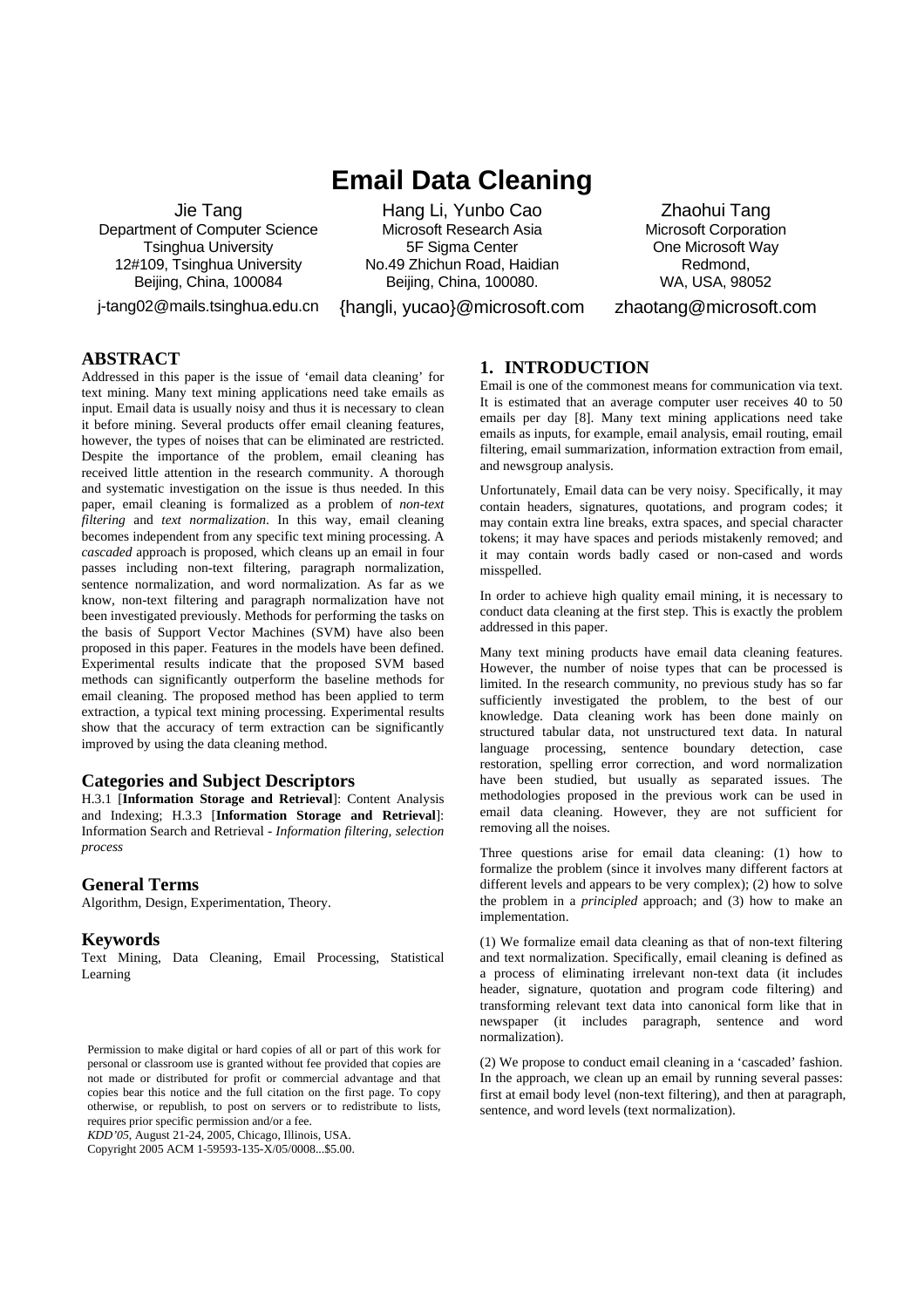# Email Data Cleaning

Jie Tang
Department of Computer Science
Tsinghua University
12#109, Tsinghua University
Beijing, China, 100084
j-tang02@mails.tsinghua.edu.cn

Hang Li, Yunbo Cao
Microsoft Research Asia
5F Sigma Center
No.49 Zhichun Road, Haidian
Beijing, China, 100080.
{hangli, yucao}@microsoft.com

Zhaohui Tang
Microsoft Corporation
One Microsoft Way
Redmond,
WA, USA, 98052
zhaotang@microsoft.com

## ABSTRACT

Addressed in this paper is the issue of 'email data cleaning' for text mining. Many text mining applications need take emails as input. Email data is usually noisy and thus it is necessary to clean it before mining. Several products offer email cleaning features, however, the types of noises that can be eliminated are restricted. Despite the importance of the problem, email cleaning has received little attention in the research community. A thorough and systematic investigation on the issue is thus needed. In this paper, email cleaning is formalized as a problem of *non-text filtering* and *text normalization*. In this way, email cleaning becomes independent from any specific text mining processing. A *cascaded* approach is proposed, which cleans up an email in four passes including non-text filtering, paragraph normalization, sentence normalization, and word normalization. As far as we know, non-text filtering and paragraph normalization have not been investigated previously. Methods for performing the tasks on the basis of Support Vector Machines (SVM) have also been proposed in this paper. Features in the models have been defined. Experimental results indicate that the proposed SVM based methods can significantly outperform the baseline methods for email cleaning. The proposed method has been applied to term extraction, a typical text mining processing. Experimental results show that the accuracy of term extraction can be significantly improved by using the data cleaning method.

### Categories and Subject Descriptors

H.3.1 [**Information Storage and Retrieval**]: Content Analysis and Indexing; H.3.3 [**Information Storage and Retrieval**]: Information Search and Retrieval - *Information filtering, selection process*

### General Terms

Algorithm, Design, Experimentation, Theory.

### Keywords

Text Mining, Data Cleaning, Email Processing, Statistical Learning

Permission to make digital or hard copies of all or part of this work for personal or classroom use is granted without fee provided that copies are not made or distributed for profit or commercial advantage and that copies bear this notice and the full citation on the first page. To copy otherwise, or republish, to post on servers or to redistribute to lists, requires prior specific permission and/or a fee.
*KDD'05*, August 21-24, 2005, Chicago, Illinois, USA.
Copyright 2005 ACM 1-59593-135-X/05/0008...$5.00.

## 1. INTRODUCTION

Email is one of the commonest means for communication via text. It is estimated that an average computer user receives 40 to 50 emails per day [8]. Many text mining applications need take emails as inputs, for example, email analysis, email routing, email filtering, email summarization, information extraction from email, and newsgroup analysis.

Unfortunately, Email data can be very noisy. Specifically, it may contain headers, signatures, quotations, and program codes; it may contain extra line breaks, extra spaces, and special character tokens; it may have spaces and periods mistakenly removed; and it may contain words badly cased or non-cased and words misspelled.

In order to achieve high quality email mining, it is necessary to conduct data cleaning at the first step. This is exactly the problem addressed in this paper.

Many text mining products have email data cleaning features. However, the number of noise types that can be processed is limited. In the research community, no previous study has so far sufficiently investigated the problem, to the best of our knowledge. Data cleaning work has been done mainly on structured tabular data, not unstructured text data. In natural language processing, sentence boundary detection, case restoration, spelling error correction, and word normalization have been studied, but usually as separated issues. The methodologies proposed in the previous work can be used in email data cleaning. However, they are not sufficient for removing all the noises.

Three questions arise for email data cleaning: (1) how to formalize the problem (since it involves many different factors at different levels and appears to be very complex); (2) how to solve the problem in a *principled* approach; and (3) how to make an implementation.

(1) We formalize email data cleaning as that of non-text filtering and text normalization. Specifically, email cleaning is defined as a process of eliminating irrelevant non-text data (it includes header, signature, quotation and program code filtering) and transforming relevant text data into canonical form like that in newspaper (it includes paragraph, sentence and word normalization).

(2) We propose to conduct email cleaning in a 'cascaded' fashion. In the approach, we clean up an email by running several passes: first at email body level (non-text filtering), and then at paragraph, sentence, and word levels (text normalization).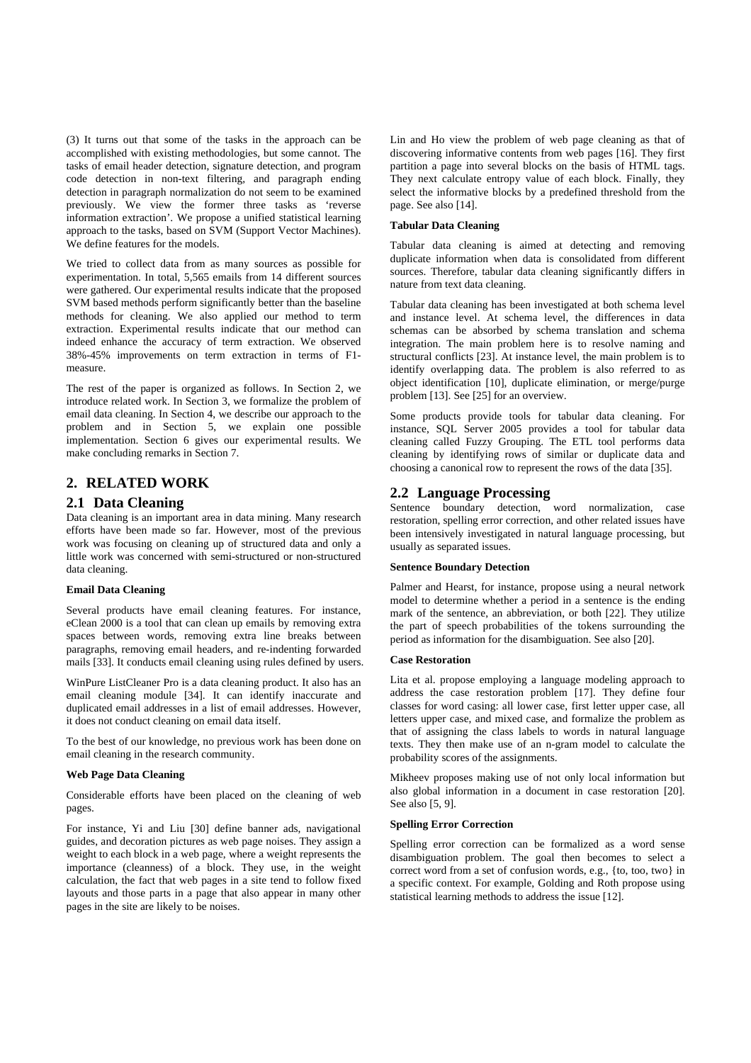(3) It turns out that some of the tasks in the approach can be accomplished with existing methodologies, but some cannot. The tasks of email header detection, signature detection, and program code detection in non-text filtering, and paragraph ending detection in paragraph normalization do not seem to be examined previously. We view the former three tasks as 'reverse information extraction'. We propose a unified statistical learning approach to the tasks, based on SVM (Support Vector Machines). We define features for the models.

We tried to collect data from as many sources as possible for experimentation. In total, 5,565 emails from 14 different sources were gathered. Our experimental results indicate that the proposed SVM based methods perform significantly better than the baseline methods for cleaning. We also applied our method to term extraction. Experimental results indicate that our method can indeed enhance the accuracy of term extraction. We observed 38%-45% improvements on term extraction in terms of F1-measure.

The rest of the paper is organized as follows. In Section 2, we introduce related work. In Section 3, we formalize the problem of email data cleaning. In Section 4, we describe our approach to the problem and in Section 5, we explain one possible implementation. Section 6 gives our experimental results. We make concluding remarks in Section 7.

## 2. RELATED WORK

### 2.1 Data Cleaning

Data cleaning is an important area in data mining. Many research efforts have been made so far. However, most of the previous work was focusing on cleaning up of structured data and only a little work was concerned with semi-structured or non-structured data cleaning.

**Email Data Cleaning**

Several products have email cleaning features. For instance, eClean 2000 is a tool that can clean up emails by removing extra spaces between words, removing extra line breaks between paragraphs, removing email headers, and re-indenting forwarded mails [33]. It conducts email cleaning using rules defined by users.

WinPure ListCleaner Pro is a data cleaning product. It also has an email cleaning module [34]. It can identify inaccurate and duplicated email addresses in a list of email addresses. However, it does not conduct cleaning on email data itself.

To the best of our knowledge, no previous work has been done on email cleaning in the research community.

**Web Page Data Cleaning**

Considerable efforts have been placed on the cleaning of web pages.

For instance, Yi and Liu [30] define banner ads, navigational guides, and decoration pictures as web page noises. They assign a weight to each block in a web page, where a weight represents the importance (cleanness) of a block. They use, in the weight calculation, the fact that web pages in a site tend to follow fixed layouts and those parts in a page that also appear in many other pages in the site are likely to be noises.

Lin and Ho view the problem of web page cleaning as that of discovering informative contents from web pages [16]. They first partition a page into several blocks on the basis of HTML tags. They next calculate entropy value of each block. Finally, they select the informative blocks by a predefined threshold from the page. See also [14].

**Tabular Data Cleaning**

Tabular data cleaning is aimed at detecting and removing duplicate information when data is consolidated from different sources. Therefore, tabular data cleaning significantly differs in nature from text data cleaning.

Tabular data cleaning has been investigated at both schema level and instance level. At schema level, the differences in data schemas can be absorbed by schema translation and schema integration. The main problem here is to resolve naming and structural conflicts [23]. At instance level, the main problem is to identify overlapping data. The problem is also referred to as object identification [10], duplicate elimination, or merge/purge problem [13]. See [25] for an overview.

Some products provide tools for tabular data cleaning. For instance, SQL Server 2005 provides a tool for tabular data cleaning called Fuzzy Grouping. The ETL tool performs data cleaning by identifying rows of similar or duplicate data and choosing a canonical row to represent the rows of the data [35].

### 2.2 Language Processing

Sentence boundary detection, word normalization, case restoration, spelling error correction, and other related issues have been intensively investigated in natural language processing, but usually as separated issues.

**Sentence Boundary Detection**

Palmer and Hearst, for instance, propose using a neural network model to determine whether a period in a sentence is the ending mark of the sentence, an abbreviation, or both [22]. They utilize the part of speech probabilities of the tokens surrounding the period as information for the disambiguation. See also [20].

**Case Restoration**

Lita et al. propose employing a language modeling approach to address the case restoration problem [17]. They define four classes for word casing: all lower case, first letter upper case, all letters upper case, and mixed case, and formalize the problem as that of assigning the class labels to words in natural language texts. They then make use of an n-gram model to calculate the probability scores of the assignments.

Mikheev proposes making use of not only local information but also global information in a document in case restoration [20]. See also [5, 9].

**Spelling Error Correction**

Spelling error correction can be formalized as a word sense disambiguation problem. The goal then becomes to select a correct word from a set of confusion words, e.g., {to, too, two} in a specific context. For example, Golding and Roth propose using statistical learning methods to address the issue [12].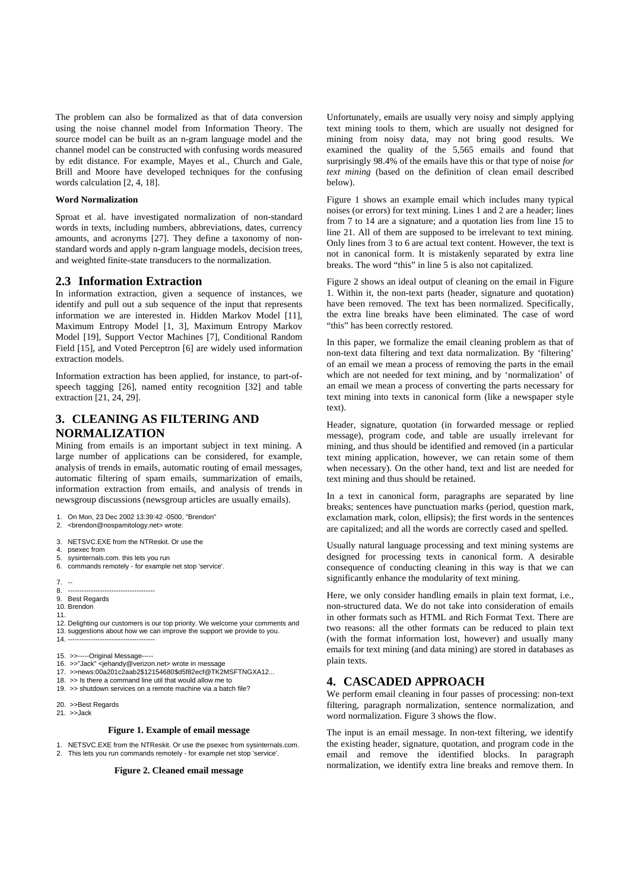The problem can also be formalized as that of data conversion using the noise channel model from Information Theory. The source model can be built as an n-gram language model and the channel model can be constructed with confusing words measured by edit distance. For example, Mayes et al., Church and Gale, Brill and Moore have developed techniques for the confusing words calculation [2, 4, 18].

**Word Normalization**

Sproat et al. have investigated normalization of non-standard words in texts, including numbers, abbreviations, dates, currency amounts, and acronyms [27]. They define a taxonomy of non-standard words and apply n-gram language models, decision trees, and weighted finite-state transducers to the normalization.

## 2.3 Information Extraction

In information extraction, given a sequence of instances, we identify and pull out a sub sequence of the input that represents information we are interested in. Hidden Markov Model [11], Maximum Entropy Model [1, 3], Maximum Entropy Markov Model [19], Support Vector Machines [7], Conditional Random Field [15], and Voted Perceptron [6] are widely used information extraction models.

Information extraction has been applied, for instance, to part-of-speech tagging [26], named entity recognition [32] and table extraction [21, 24, 29].

# 3. CLEANING AS FILTERING AND NORMALIZATION

Mining from emails is an important subject in text mining. A large number of applications can be considered, for example, analysis of trends in emails, automatic routing of email messages, automatic filtering of spam emails, summarization of emails, information extraction from emails, and analysis of trends in newsgroup discussions (newsgroup articles are usually emails).

```
1.  On Mon, 23 Dec 2002 13:39:42 -0500, "Brendon"
2.  <brendon@nospamitology.net> wrote:

3.  NETSVC.EXE from the NTReskit. Or use the
4.  psexec from
5.  sysinternals.com. this lets you run
6.  commands remotely - for example net stop 'service'.

7.  --
8.  --------------------------------------
9.  Best Regards
10. Brendon
11.
12. Delighting our customers is our top priority. We welcome your comments and
13. suggestions about how we can improve the support we provide to you.
14. --------------------------------------

15. >>-----Original Message-----
16. >>"Jack" <jehandy@verizon.net> wrote in message
17. >>news:00a201c2aab2$12154680$d5f82ecf@TK2MSFTNGXA12...
18. >> Is there a command line util that would allow me to
19. >> shutdown services on a remote machine via a batch file?

20. >>Best Regards
21. >>Jack
```

**Figure 1. Example of email message**

```
1.  NETSVC.EXE from the NTReskit. Or use the psexec from sysinternals.com.
2.  This lets you run commands remotely - for example net stop 'service'.
```

**Figure 2. Cleaned email message**

Unfortunately, emails are usually very noisy and simply applying text mining tools to them, which are usually not designed for mining from noisy data, may not bring good results. We examined the quality of the 5,565 emails and found that surprisingly 98.4% of the emails have this or that type of noise *for text mining* (based on the definition of clean email described below).

Figure 1 shows an example email which includes many typical noises (or errors) for text mining. Lines 1 and 2 are a header; lines from 7 to 14 are a signature; and a quotation lies from line 15 to line 21. All of them are supposed to be irrelevant to text mining. Only lines from 3 to 6 are actual text content. However, the text is not in canonical form. It is mistakenly separated by extra line breaks. The word "this" in line 5 is also not capitalized.

Figure 2 shows an ideal output of cleaning on the email in Figure 1. Within it, the non-text parts (header, signature and quotation) have been removed. The text has been normalized. Specifically, the extra line breaks have been eliminated. The case of word "this" has been correctly restored.

In this paper, we formalize the email cleaning problem as that of non-text data filtering and text data normalization. By 'filtering' of an email we mean a process of removing the parts in the email which are not needed for text mining, and by 'normalization' of an email we mean a process of converting the parts necessary for text mining into texts in canonical form (like a newspaper style text).

Header, signature, quotation (in forwarded message or replied message), program code, and table are usually irrelevant for mining, and thus should be identified and removed (in a particular text mining application, however, we can retain some of them when necessary). On the other hand, text and list are needed for text mining and thus should be retained.

In a text in canonical form, paragraphs are separated by line breaks; sentences have punctuation marks (period, question mark, exclamation mark, colon, ellipsis); the first words in the sentences are capitalized; and all the words are correctly cased and spelled.

Usually natural language processing and text mining systems are designed for processing texts in canonical form. A desirable consequence of conducting cleaning in this way is that we can significantly enhance the modularity of text mining.

Here, we only consider handling emails in plain text format, i.e., non-structured data. We do not take into consideration of emails in other formats such as HTML and Rich Format Text. There are two reasons: all the other formats can be reduced to plain text (with the format information lost, however) and usually many emails for text mining (and data mining) are stored in databases as plain texts.

# 4. CASCADED APPROACH

We perform email cleaning in four passes of processing: non-text filtering, paragraph normalization, sentence normalization, and word normalization. Figure 3 shows the flow.

The input is an email message. In non-text filtering, we identify the existing header, signature, quotation, and program code in the email and remove the identified blocks. In paragraph normalization, we identify extra line breaks and remove them. In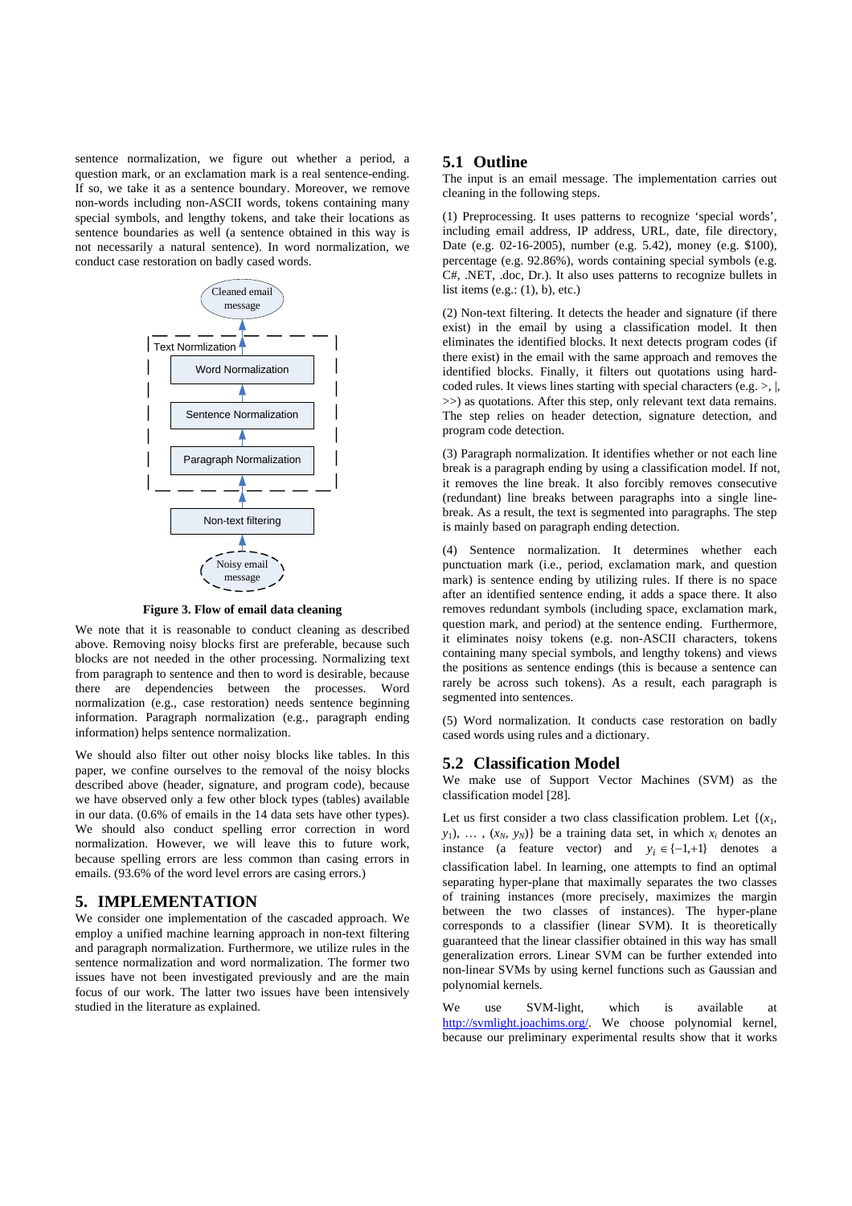sentence normalization, we figure out whether a period, a question mark, or an exclamation mark is a real sentence-ending. If so, we take it as a sentence boundary. Moreover, we remove non-words including non-ASCII words, tokens containing many special symbols, and lengthy tokens, and take their locations as sentence boundaries as well (a sentence obtained in this way is not necessarily a natural sentence). In word normalization, we conduct case restoration on badly cased words.

**Figure 3. Flow of email data cleaning**

We note that it is reasonable to conduct cleaning as described above. Removing noisy blocks first are preferable, because such blocks are not needed in the other processing. Normalizing text from paragraph to sentence and then to word is desirable, because there are dependencies between the processes. Word normalization (e.g., case restoration) needs sentence beginning information. Paragraph normalization (e.g., paragraph ending information) helps sentence normalization.

We should also filter out other noisy blocks like tables. In this paper, we confine ourselves to the removal of the noisy blocks described above (header, signature, and program code), because we have observed only a few other block types (tables) available in our data. (0.6% of emails in the 14 data sets have other types). We should also conduct spelling error correction in word normalization. However, we will leave this to future work, because spelling errors are less common than casing errors in emails. (93.6% of the word level errors are casing errors.)

# 5. IMPLEMENTATION

We consider one implementation of the cascaded approach. We employ a unified machine learning approach in non-text filtering and paragraph normalization. Furthermore, we utilize rules in the sentence normalization and word normalization. The former two issues have not been investigated previously and are the main focus of our work. The latter two issues have been intensively studied in the literature as explained.

## 5.1 Outline

The input is an email message. The implementation carries out cleaning in the following steps.

(1) Preprocessing. It uses patterns to recognize 'special words', including email address, IP address, URL, date, file directory, Date (e.g. 02-16-2005), number (e.g. 5.42), money (e.g. $100), percentage (e.g. 92.86%), words containing special symbols (e.g. C#, .NET, .doc, Dr.). It also uses patterns to recognize bullets in list items (e.g.: (1), b), etc.)

(2) Non-text filtering. It detects the header and signature (if there exist) in the email by using a classification model. It then eliminates the identified blocks. It next detects program codes (if there exist) in the email with the same approach and removes the identified blocks. Finally, it filters out quotations using hard-coded rules. It views lines starting with special characters (e.g. >, |, >>) as quotations. After this step, only relevant text data remains. The step relies on header detection, signature detection, and program code detection.

(3) Paragraph normalization. It identifies whether or not each line break is a paragraph ending by using a classification model. If not, it removes the line break. It also forcibly removes consecutive (redundant) line breaks between paragraphs into a single line-break. As a result, the text is segmented into paragraphs. The step is mainly based on paragraph ending detection.

(4) Sentence normalization. It determines whether each punctuation mark (i.e., period, exclamation mark, and question mark) is sentence ending by utilizing rules. If there is no space after an identified sentence ending, it adds a space there. It also removes redundant symbols (including space, exclamation mark, question mark, and period) at the sentence ending. Furthermore, it eliminates noisy tokens (e.g. non-ASCII characters, tokens containing many special symbols, and lengthy tokens) and views the positions as sentence endings (this is because a sentence can rarely be across such tokens). As a result, each paragraph is segmented into sentences.

(5) Word normalization. It conducts case restoration on badly cased words using rules and a dictionary.

## 5.2 Classification Model

We make use of Support Vector Machines (SVM) as the classification model [28].

Let us first consider a two class classification problem. Let $\{(x_1, y_1), \ldots, (x_N, y_N)\}$ be a training data set, in which $x_i$ denotes an instance (a feature vector) and $y_i \in \{-1,+1\}$ denotes a classification label. In learning, one attempts to find an optimal separating hyper-plane that maximally separates the two classes of training instances (more precisely, maximizes the margin between the two classes of instances). The hyper-plane corresponds to a classifier (linear SVM). It is theoretically guaranteed that the linear classifier obtained in this way has small generalization errors. Linear SVM can be further extended into non-linear SVMs by using kernel functions such as Gaussian and polynomial kernels.

We use SVM-light, which is available at http://svmlight.joachims.org/. We choose polynomial kernel, because our preliminary experimental results show that it works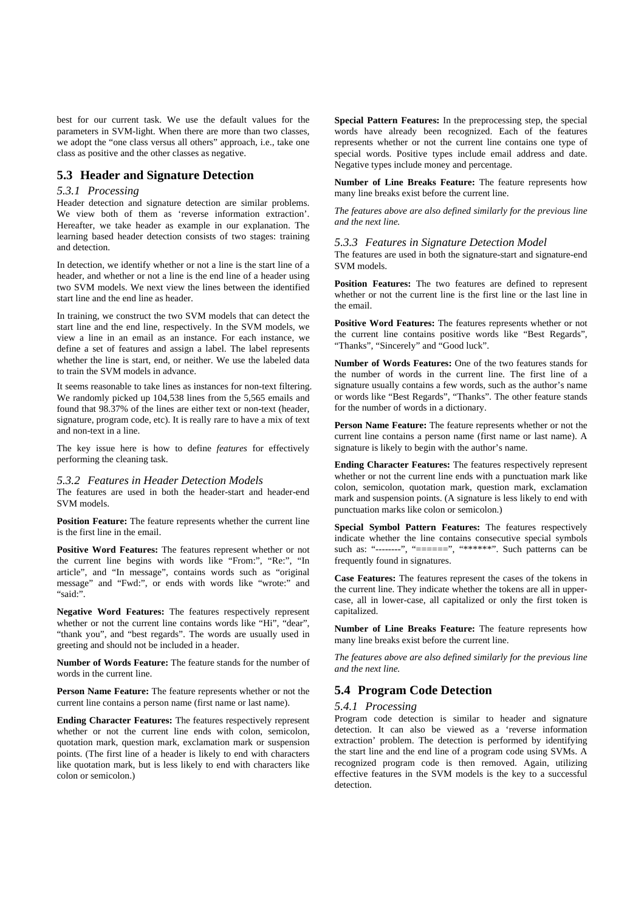best for our current task. We use the default values for the parameters in SVM-light. When there are more than two classes, we adopt the "one class versus all others" approach, i.e., take one class as positive and the other classes as negative.

## 5.3 Header and Signature Detection

### *5.3.1 Processing*

Header detection and signature detection are similar problems. We view both of them as 'reverse information extraction'. Hereafter, we take header as example in our explanation. The learning based header detection consists of two stages: training and detection.

In detection, we identify whether or not a line is the start line of a header, and whether or not a line is the end line of a header using two SVM models. We next view the lines between the identified start line and the end line as header.

In training, we construct the two SVM models that can detect the start line and the end line, respectively. In the SVM models, we view a line in an email as an instance. For each instance, we define a set of features and assign a label. The label represents whether the line is start, end, or neither. We use the labeled data to train the SVM models in advance.

It seems reasonable to take lines as instances for non-text filtering. We randomly picked up 104,538 lines from the 5,565 emails and found that 98.37% of the lines are either text or non-text (header, signature, program code, etc). It is really rare to have a mix of text and non-text in a line.

The key issue here is how to define *features* for effectively performing the cleaning task.

### *5.3.2 Features in Header Detection Models*

The features are used in both the header-start and header-end SVM models.

**Position Feature:** The feature represents whether the current line is the first line in the email.

**Positive Word Features:** The features represent whether or not the current line begins with words like "From:", "Re:", "In article", and "In message", contains words such as "original message" and "Fwd:", or ends with words like "wrote:" and "said:".

**Negative Word Features:** The features respectively represent whether or not the current line contains words like "Hi", "dear", "thank you", and "best regards". The words are usually used in greeting and should not be included in a header.

**Number of Words Feature:** The feature stands for the number of words in the current line.

**Person Name Feature:** The feature represents whether or not the current line contains a person name (first name or last name).

**Ending Character Features:** The features respectively represent whether or not the current line ends with colon, semicolon, quotation mark, question mark, exclamation mark or suspension points. (The first line of a header is likely to end with characters like quotation mark, but is less likely to end with characters like colon or semicolon.)

**Special Pattern Features:** In the preprocessing step, the special words have already been recognized. Each of the features represents whether or not the current line contains one type of special words. Positive types include email address and date. Negative types include money and percentage.

**Number of Line Breaks Feature:** The feature represents how many line breaks exist before the current line.

*The features above are also defined similarly for the previous line and the next line.*

### *5.3.3 Features in Signature Detection Model*

The features are used in both the signature-start and signature-end SVM models.

**Position Features:** The two features are defined to represent whether or not the current line is the first line or the last line in the email.

**Positive Word Features:** The features represents whether or not the current line contains positive words like "Best Regards", "Thanks", "Sincerely" and "Good luck".

**Number of Words Features:** One of the two features stands for the number of words in the current line. The first line of a signature usually contains a few words, such as the author's name or words like "Best Regards", "Thanks". The other feature stands for the number of words in a dictionary.

**Person Name Feature:** The feature represents whether or not the current line contains a person name (first name or last name). A signature is likely to begin with the author's name.

**Ending Character Features:** The features respectively represent whether or not the current line ends with a punctuation mark like colon, semicolon, quotation mark, question mark, exclamation mark and suspension points. (A signature is less likely to end with punctuation marks like colon or semicolon.)

**Special Symbol Pattern Features:** The features respectively indicate whether the line contains consecutive special symbols such as: "--------", "======", "******". Such patterns can be frequently found in signatures.

**Case Features:** The features represent the cases of the tokens in the current line. They indicate whether the tokens are all in upper-case, all in lower-case, all capitalized or only the first token is capitalized.

**Number of Line Breaks Feature:** The feature represents how many line breaks exist before the current line.

*The features above are also defined similarly for the previous line and the next line.*

## 5.4 Program Code Detection

### *5.4.1 Processing*

Program code detection is similar to header and signature detection. It can also be viewed as a 'reverse information extraction' problem. The detection is performed by identifying the start line and the end line of a program code using SVMs. A recognized program code is then removed. Again, utilizing effective features in the SVM models is the key to a successful detection.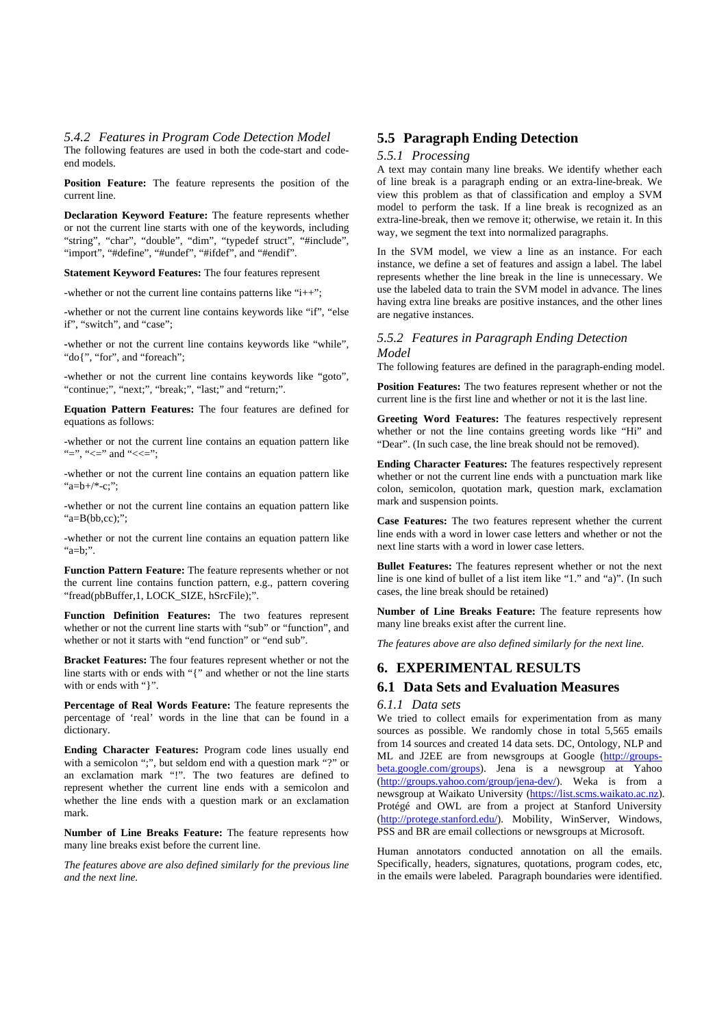#### 5.4.2 Features in Program Code Detection Model

The following features are used in both the code-start and code-end models.

**Position Feature:** The feature represents the position of the current line.

**Declaration Keyword Feature:** The feature represents whether or not the current line starts with one of the keywords, including "string", "char", "double", "dim", "typedef struct", "#include", "import", "#define", "#undef", "#ifdef", and "#endif".

**Statement Keyword Features:** The four features represent

-whether or not the current line contains patterns like "i++";

-whether or not the current line contains keywords like "if", "else if", "switch", and "case";

-whether or not the current line contains keywords like "while", "do{", "for", and "foreach";

-whether or not the current line contains keywords like "goto", "continue;", "next;", "break;", "last;" and "return;".

**Equation Pattern Features:** The four features are defined for equations as follows:

-whether or not the current line contains an equation pattern like "=", "<=" and "<<=";

-whether or not the current line contains an equation pattern like "a=b+/*-c;";

-whether or not the current line contains an equation pattern like "a=B(bb,cc);";

-whether or not the current line contains an equation pattern like "a=b;".

**Function Pattern Feature:** The feature represents whether or not the current line contains function pattern, e.g., pattern covering "fread(pbBuffer,1, LOCK_SIZE, hSrcFile);".

**Function Definition Features:** The two features represent whether or not the current line starts with "sub" or "function", and whether or not it starts with "end function" or "end sub".

**Bracket Features:** The four features represent whether or not the line starts with or ends with "{" and whether or not the line starts with or ends with "}".

**Percentage of Real Words Feature:** The feature represents the percentage of 'real' words in the line that can be found in a dictionary.

**Ending Character Features:** Program code lines usually end with a semicolon ";", but seldom end with a question mark "?" or an exclamation mark "!". The two features are defined to represent whether the current line ends with a semicolon and whether the line ends with a question mark or an exclamation mark.

**Number of Line Breaks Feature:** The feature represents how many line breaks exist before the current line.

*The features above are also defined similarly for the previous line and the next line.*

### 5.5 Paragraph Ending Detection

#### 5.5.1 Processing

A text may contain many line breaks. We identify whether each of line break is a paragraph ending or an extra-line-break. We view this problem as that of classification and employ a SVM model to perform the task. If a line break is recognized as an extra-line-break, then we remove it; otherwise, we retain it. In this way, we segment the text into normalized paragraphs.

In the SVM model, we view a line as an instance. For each instance, we define a set of features and assign a label. The label represents whether the line break in the line is unnecessary. We use the labeled data to train the SVM model in advance. The lines having extra line breaks are positive instances, and the other lines are negative instances.

#### 5.5.2 Features in Paragraph Ending Detection Model

The following features are defined in the paragraph-ending model.

**Position Features:** The two features represent whether or not the current line is the first line and whether or not it is the last line.

**Greeting Word Features:** The features respectively represent whether or not the line contains greeting words like "Hi" and "Dear". (In such case, the line break should not be removed).

**Ending Character Features:** The features respectively represent whether or not the current line ends with a punctuation mark like colon, semicolon, quotation mark, question mark, exclamation mark and suspension points.

**Case Features:** The two features represent whether the current line ends with a word in lower case letters and whether or not the next line starts with a word in lower case letters.

**Bullet Features:** The features represent whether or not the next line is one kind of bullet of a list item like "1." and "a)". (In such cases, the line break should be retained)

**Number of Line Breaks Feature:** The feature represents how many line breaks exist after the current line.

*The features above are also defined similarly for the next line.*

## 6. EXPERIMENTAL RESULTS

### 6.1 Data Sets and Evaluation Measures

#### 6.1.1 Data sets

We tried to collect emails for experimentation from as many sources as possible. We randomly chose in total 5,565 emails from 14 sources and created 14 data sets. DC, Ontology, NLP and ML and J2EE are from newsgroups at Google (http://groups-beta.google.com/groups). Jena is a newsgroup at Yahoo (http://groups.yahoo.com/group/jena-dev/). Weka is from a newsgroup at Waikato University (https://list.scms.waikato.ac.nz). Protégé and OWL are from a project at Stanford University (http://protege.stanford.edu/). Mobility, WinServer, Windows, PSS and BR are email collections or newsgroups at Microsoft.

Human annotators conducted annotation on all the emails. Specifically, headers, signatures, quotations, program codes, etc, in the emails were labeled. Paragraph boundaries were identified.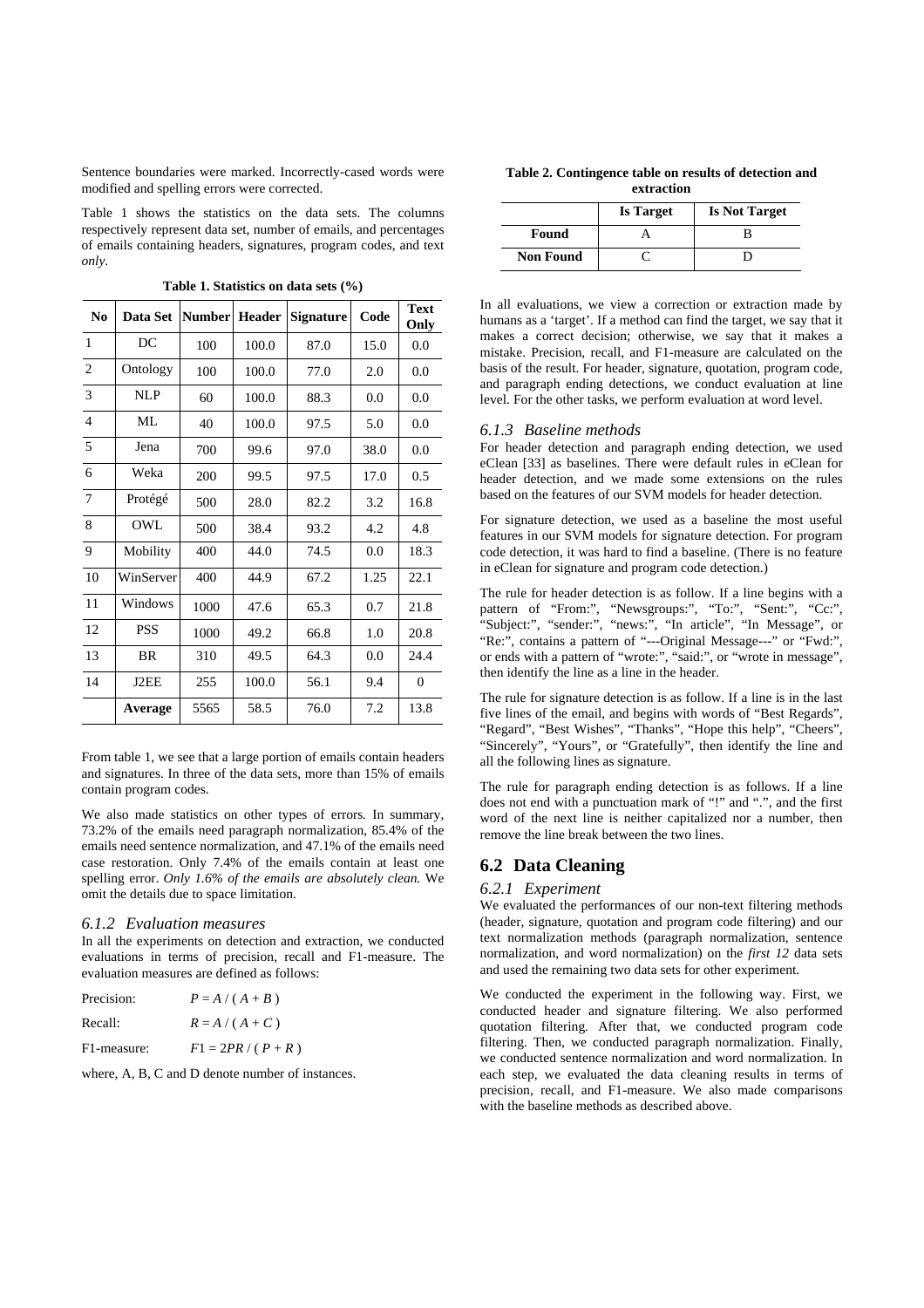Sentence boundaries were marked. Incorrectly-cased words were modified and spelling errors were corrected.

Table 1 shows the statistics on the data sets. The columns respectively represent data set, number of emails, and percentages of emails containing headers, signatures, program codes, and text *only*.

**Table 1. Statistics on data sets (%)**

| No | Data Set | Number | Header | Signature | Code | Text Only |
|---|---|---|---|---|---|---|
| 1 | DC | 100 | 100.0 | 87.0 | 15.0 | 0.0 |
| 2 | Ontology | 100 | 100.0 | 77.0 | 2.0 | 0.0 |
| 3 | NLP | 60 | 100.0 | 88.3 | 0.0 | 0.0 |
| 4 | ML | 40 | 100.0 | 97.5 | 5.0 | 0.0 |
| 5 | Jena | 700 | 99.6 | 97.0 | 38.0 | 0.0 |
| 6 | Weka | 200 | 99.5 | 97.5 | 17.0 | 0.5 |
| 7 | Protégé | 500 | 28.0 | 82.2 | 3.2 | 16.8 |
| 8 | OWL | 500 | 38.4 | 93.2 | 4.2 | 4.8 |
| 9 | Mobility | 400 | 44.0 | 74.5 | 0.0 | 18.3 |
| 10 | WinServer | 400 | 44.9 | 67.2 | 1.25 | 22.1 |
| 11 | Windows | 1000 | 47.6 | 65.3 | 0.7 | 21.8 |
| 12 | PSS | 1000 | 49.2 | 66.8 | 1.0 | 20.8 |
| 13 | BR | 310 | 49.5 | 64.3 | 0.0 | 24.4 |
| 14 | J2EE | 255 | 100.0 | 56.1 | 9.4 | 0 |
| | **Average** | 5565 | 58.5 | 76.0 | 7.2 | 13.8 |

From table 1, we see that a large portion of emails contain headers and signatures. In three of the data sets, more than 15% of emails contain program codes.

We also made statistics on other types of errors. In summary, 73.2% of the emails need paragraph normalization, 85.4% of the emails need sentence normalization, and 47.1% of the emails need case restoration. Only 7.4% of the emails contain at least one spelling error. *Only 1.6% of the emails are absolutely clean.* We omit the details due to space limitation.

### *6.1.2 Evaluation measures*

In all the experiments on detection and extraction, we conducted evaluations in terms of precision, recall and F1-measure. The evaluation measures are defined as follows:

Precision: $P = A / ( A + B )$

Recall: $R = A / ( A + C )$

F1-measure: $F1 = 2PR / ( P + R )$

where, A, B, C and D denote number of instances.

**Table 2. Contingence table on results of detection and extraction**

| | Is Target | Is Not Target |
|---|---|---|
| **Found** | A | B |
| **Non Found** | C | D |

In all evaluations, we view a correction or extraction made by humans as a 'target'. If a method can find the target, we say that it makes a correct decision; otherwise, we say that it makes a mistake. Precision, recall, and F1-measure are calculated on the basis of the result. For header, signature, quotation, program code, and paragraph ending detections, we conduct evaluation at line level. For the other tasks, we perform evaluation at word level.

### *6.1.3 Baseline methods*

For header detection and paragraph ending detection, we used eClean [33] as baselines. There were default rules in eClean for header detection, and we made some extensions on the rules based on the features of our SVM models for header detection.

For signature detection, we used as a baseline the most useful features in our SVM models for signature detection. For program code detection, it was hard to find a baseline. (There is no feature in eClean for signature and program code detection.)

The rule for header detection is as follow. If a line begins with a pattern of "From:", "Newsgroups:", "To:", "Sent:", "Cc:", "Subject:", "sender:", "news:", "In article", "In Message", or "Re:", contains a pattern of "---Original Message---" or "Fwd:", or ends with a pattern of "wrote:", "said:", or "wrote in message", then identify the line as a line in the header.

The rule for signature detection is as follow. If a line is in the last five lines of the email, and begins with words of "Best Regards", "Regard", "Best Wishes", "Thanks", "Hope this help", "Cheers", "Sincerely", "Yours", or "Gratefully", then identify the line and all the following lines as signature.

The rule for paragraph ending detection is as follows. If a line does not end with a punctuation mark of "!" and ".", and the first word of the next line is neither capitalized nor a number, then remove the line break between the two lines.

## 6.2 Data Cleaning

### *6.2.1 Experiment*

We evaluated the performances of our non-text filtering methods (header, signature, quotation and program code filtering) and our text normalization methods (paragraph normalization, sentence normalization, and word normalization) on the *first 12* data sets and used the remaining two data sets for other experiment.

We conducted the experiment in the following way. First, we conducted header and signature filtering. We also performed quotation filtering. After that, we conducted program code filtering. Then, we conducted paragraph normalization. Finally, we conducted sentence normalization and word normalization. In each step, we evaluated the data cleaning results in terms of precision, recall, and F1-measure. We also made comparisons with the baseline methods as described above.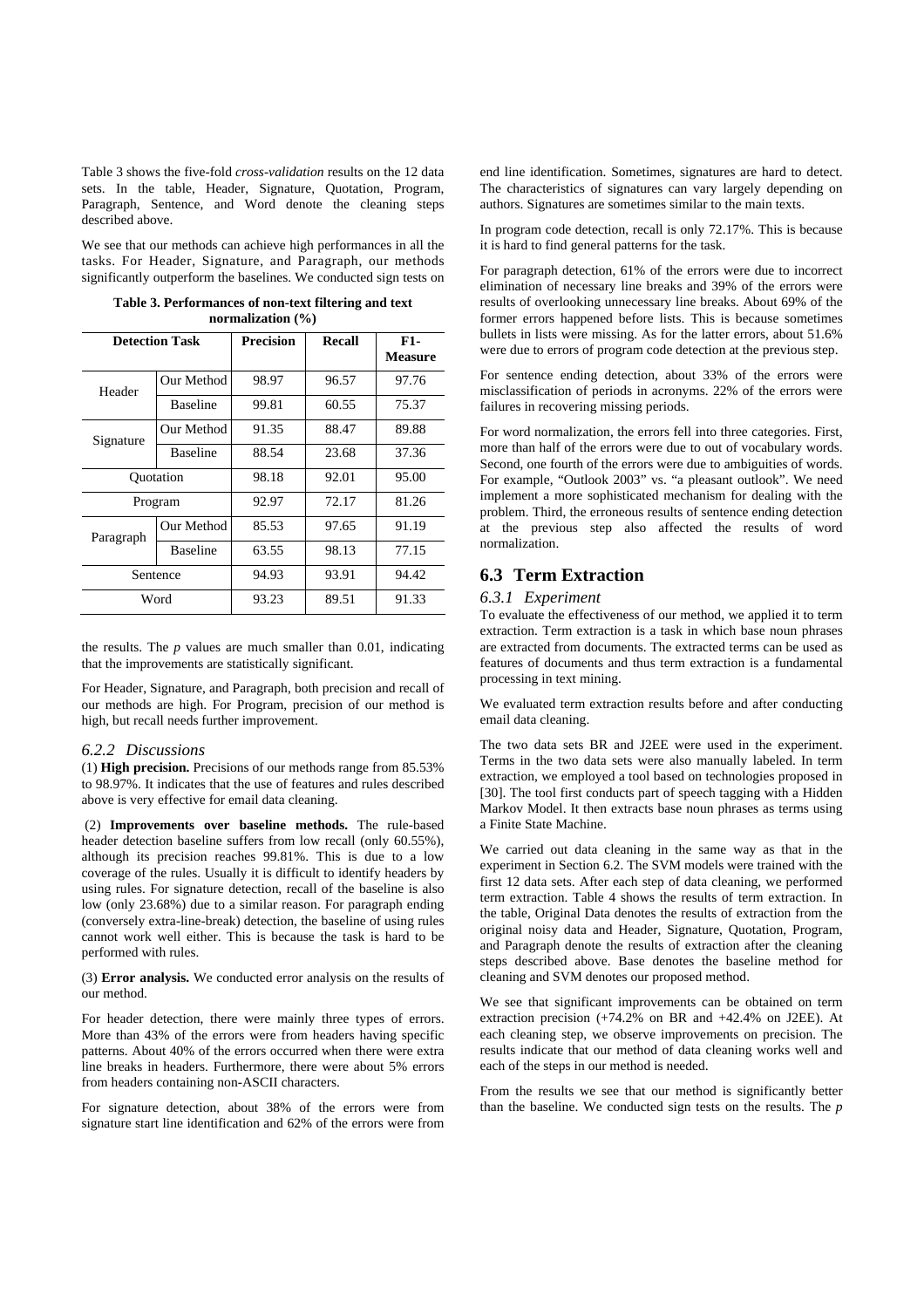Table 3 shows the five-fold *cross-validation* results on the 12 data sets. In the table, Header, Signature, Quotation, Program, Paragraph, Sentence, and Word denote the cleaning steps described above.

We see that our methods can achieve high performances in all the tasks. For Header, Signature, and Paragraph, our methods significantly outperform the baselines. We conducted sign tests on the results. The *p* values are much smaller than 0.01, indicating that the improvements are statistically significant.

**Table 3. Performances of non-text filtering and text normalization (%)**

| Detection Task | | Precision | Recall | F1-Measure |
|---|---|---|---|---|
| Header | Our Method | 98.97 | 96.57 | 97.76 |
| | Baseline | 99.81 | 60.55 | 75.37 |
| Signature | Our Method | 91.35 | 88.47 | 89.88 |
| | Baseline | 88.54 | 23.68 | 37.36 |
| Quotation | | 98.18 | 92.01 | 95.00 |
| Program | | 92.97 | 72.17 | 81.26 |
| Paragraph | Our Method | 85.53 | 97.65 | 91.19 |
| | Baseline | 63.55 | 98.13 | 77.15 |
| Sentence | | 94.93 | 93.91 | 94.42 |
| Word | | 93.23 | 89.51 | 91.33 |

For Header, Signature, and Paragraph, both precision and recall of our methods are high. For Program, precision of our method is high, but recall needs further improvement.

### *6.2.2 Discussions*

(1) **High precision.** Precisions of our methods range from 85.53% to 98.97%. It indicates that the use of features and rules described above is very effective for email data cleaning.

(2) **Improvements over baseline methods.** The rule-based header detection baseline suffers from low recall (only 60.55%), although its precision reaches 99.81%. This is due to a low coverage of the rules. Usually it is difficult to identify headers by using rules. For signature detection, recall of the baseline is also low (only 23.68%) due to a similar reason. For paragraph ending (conversely extra-line-break) detection, the baseline of using rules cannot work well either. This is because the task is hard to be performed with rules.

(3) **Error analysis.** We conducted error analysis on the results of our method.

For header detection, there were mainly three types of errors. More than 43% of the errors were from headers having specific patterns. About 40% of the errors occurred when there were extra line breaks in headers. Furthermore, there were about 5% errors from headers containing non-ASCII characters.

For signature detection, about 38% of the errors were from signature start line identification and 62% of the errors were from end line identification. Sometimes, signatures are hard to detect. The characteristics of signatures can vary largely depending on authors. Signatures are sometimes similar to the main texts.

In program code detection, recall is only 72.17%. This is because it is hard to find general patterns for the task.

For paragraph detection, 61% of the errors were due to incorrect elimination of necessary line breaks and 39% of the errors were results of overlooking unnecessary line breaks. About 69% of the former errors happened before lists. This is because sometimes bullets in lists were missing. As for the latter errors, about 51.6% were due to errors of program code detection at the previous step.

For sentence ending detection, about 33% of the errors were misclassification of periods in acronyms. 22% of the errors were failures in recovering missing periods.

For word normalization, the errors fell into three categories. First, more than half of the errors were due to out of vocabulary words. Second, one fourth of the errors were due to ambiguities of words. For example, "Outlook 2003" vs. "a pleasant outlook". We need implement a more sophisticated mechanism for dealing with the problem. Third, the erroneous results of sentence ending detection at the previous step also affected the results of word normalization.

## 6.3 Term Extraction

### *6.3.1 Experiment*

To evaluate the effectiveness of our method, we applied it to term extraction. Term extraction is a task in which base noun phrases are extracted from documents. The extracted terms can be used as features of documents and thus term extraction is a fundamental processing in text mining.

We evaluated term extraction results before and after conducting email data cleaning.

The two data sets BR and J2EE were used in the experiment. Terms in the two data sets were also manually labeled. In term extraction, we employed a tool based on technologies proposed in [30]. The tool first conducts part of speech tagging with a Hidden Markov Model. It then extracts base noun phrases as terms using a Finite State Machine.

We carried out data cleaning in the same way as that in the experiment in Section 6.2. The SVM models were trained with the first 12 data sets. After each step of data cleaning, we performed term extraction. Table 4 shows the results of term extraction. In the table, Original Data denotes the results of extraction from the original noisy data and Header, Signature, Quotation, Program, and Paragraph denote the results of extraction after the cleaning steps described above. Base denotes the baseline method for cleaning and SVM denotes our proposed method.

We see that significant improvements can be obtained on term extraction precision (+74.2% on BR and +42.4% on J2EE). At each cleaning step, we observe improvements on precision. The results indicate that our method of data cleaning works well and each of the steps in our method is needed.

From the results we see that our method is significantly better than the baseline. We conducted sign tests on the results. The *p*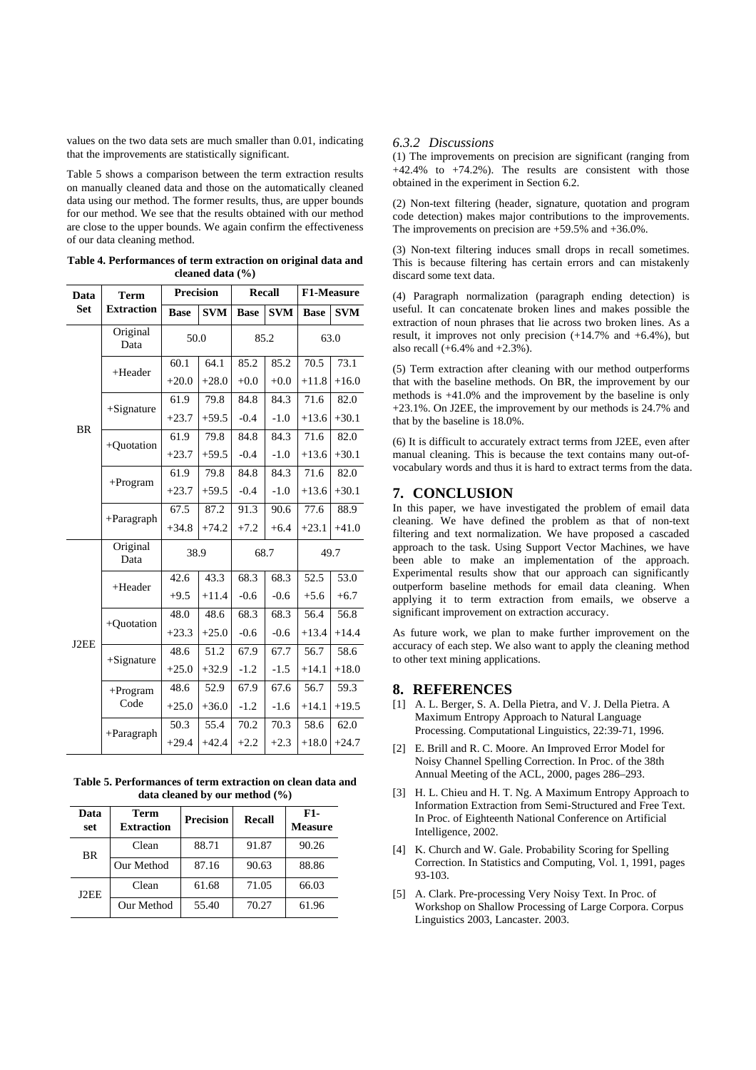values on the two data sets are much smaller than 0.01, indicating that the improvements are statistically significant.

Table 5 shows a comparison between the term extraction results on manually cleaned data and those on the automatically cleaned data using our method. The former results, thus, are upper bounds for our method. We see that the results obtained with our method are close to the upper bounds. We again confirm the effectiveness of our data cleaning method.

**Table 4. Performances of term extraction on original data and cleaned data (%)**

| Data Set | Term Extraction | Precision | | Recall | | F1-Measure | |
|---|---|---|---|---|---|---|---|
| | | Base | SVM | Base | SVM | Base | SVM |
| BR | Original Data | 50.0 | | 85.2 | | 63.0 | |
| | +Header | 60.1 | 64.1 | 85.2 | 85.2 | 70.5 | 73.1 |
| | | +20.0 | +28.0 | +0.0 | +0.0 | +11.8 | +16.0 |
| | +Signature | 61.9 | 79.8 | 84.8 | 84.3 | 71.6 | 82.0 |
| | | +23.7 | +59.5 | -0.4 | -1.0 | +13.6 | +30.1 |
| | +Quotation | 61.9 | 79.8 | 84.8 | 84.3 | 71.6 | 82.0 |
| | | +23.7 | +59.5 | -0.4 | -1.0 | +13.6 | +30.1 |
| | +Program | 61.9 | 79.8 | 84.8 | 84.3 | 71.6 | 82.0 |
| | | +23.7 | +59.5 | -0.4 | -1.0 | +13.6 | +30.1 |
| | +Paragraph | 67.5 | 87.2 | 91.3 | 90.6 | 77.6 | 88.9 |
| | | +34.8 | +74.2 | +7.2 | +6.4 | +23.1 | +41.0 |
| J2EE | Original Data | 38.9 | | 68.7 | | 49.7 | |
| | +Header | 42.6 | 43.3 | 68.3 | 68.3 | 52.5 | 53.0 |
| | | +9.5 | +11.4 | -0.6 | -0.6 | +5.6 | +6.7 |
| | +Quotation | 48.0 | 48.6 | 68.3 | 68.3 | 56.4 | 56.8 |
| | | +23.3 | +25.0 | -0.6 | -0.6 | +13.4 | +14.4 |
| | +Signature | 48.6 | 51.2 | 67.9 | 67.7 | 56.7 | 58.6 |
| | | +25.0 | +32.9 | -1.2 | -1.5 | +14.1 | +18.0 |
| | +Program Code | 48.6 | 52.9 | 67.9 | 67.6 | 56.7 | 59.3 |
| | | +25.0 | +36.0 | -1.2 | -1.6 | +14.1 | +19.5 |
| | +Paragraph | 50.3 | 55.4 | 70.2 | 70.3 | 58.6 | 62.0 |
| | | +29.4 | +42.4 | +2.2 | +2.3 | +18.0 | +24.7 |

**Table 5. Performances of term extraction on clean data and data cleaned by our method (%)**

| Data set | Term Extraction | Precision | Recall | F1-Measure |
|---|---|---|---|---|
| BR | Clean | 88.71 | 91.87 | 90.26 |
| | Our Method | 87.16 | 90.63 | 88.86 |
| J2EE | Clean | 61.68 | 71.05 | 66.03 |
| | Our Method | 55.40 | 70.27 | 61.96 |

### *6.3.2 Discussions*

(1) The improvements on precision are significant (ranging from +42.4% to +74.2%). The results are consistent with those obtained in the experiment in Section 6.2.

(2) Non-text filtering (header, signature, quotation and program code detection) makes major contributions to the improvements. The improvements on precision are +59.5% and +36.0%.

(3) Non-text filtering induces small drops in recall sometimes. This is because filtering has certain errors and can mistakenly discard some text data.

(4) Paragraph normalization (paragraph ending detection) is useful. It can concatenate broken lines and makes possible the extraction of noun phrases that lie across two broken lines. As a result, it improves not only precision (+14.7% and +6.4%), but also recall (+6.4% and +2.3%).

(5) Term extraction after cleaning with our method outperforms that with the baseline methods. On BR, the improvement by our methods is +41.0% and the improvement by the baseline is only +23.1%. On J2EE, the improvement by our methods is 24.7% and that by the baseline is 18.0%.

(6) It is difficult to accurately extract terms from J2EE, even after manual cleaning. This is because the text contains many out-of-vocabulary words and thus it is hard to extract terms from the data.

## 7. CONCLUSION

In this paper, we have investigated the problem of email data cleaning. We have defined the problem as that of non-text filtering and text normalization. We have proposed a cascaded approach to the task. Using Support Vector Machines, we have been able to make an implementation of the approach. Experimental results show that our approach can significantly outperform baseline methods for email data cleaning. When applying it to term extraction from emails, we observe a significant improvement on extraction accuracy.

As future work, we plan to make further improvement on the accuracy of each step. We also want to apply the cleaning method to other text mining applications.

## 8. REFERENCES

[1] A. L. Berger, S. A. Della Pietra, and V. J. Della Pietra. A Maximum Entropy Approach to Natural Language Processing. Computational Linguistics, 22:39-71, 1996.

[2] E. Brill and R. C. Moore. An Improved Error Model for Noisy Channel Spelling Correction. In Proc. of the 38th Annual Meeting of the ACL, 2000, pages 286–293.

[3] H. L. Chieu and H. T. Ng. A Maximum Entropy Approach to Information Extraction from Semi-Structured and Free Text. In Proc. of Eighteenth National Conference on Artificial Intelligence, 2002.

[4] K. Church and W. Gale. Probability Scoring for Spelling Correction. In Statistics and Computing, Vol. 1, 1991, pages 93-103.

[5] A. Clark. Pre-processing Very Noisy Text. In Proc. of Workshop on Shallow Processing of Large Corpora. Corpus Linguistics 2003, Lancaster. 2003.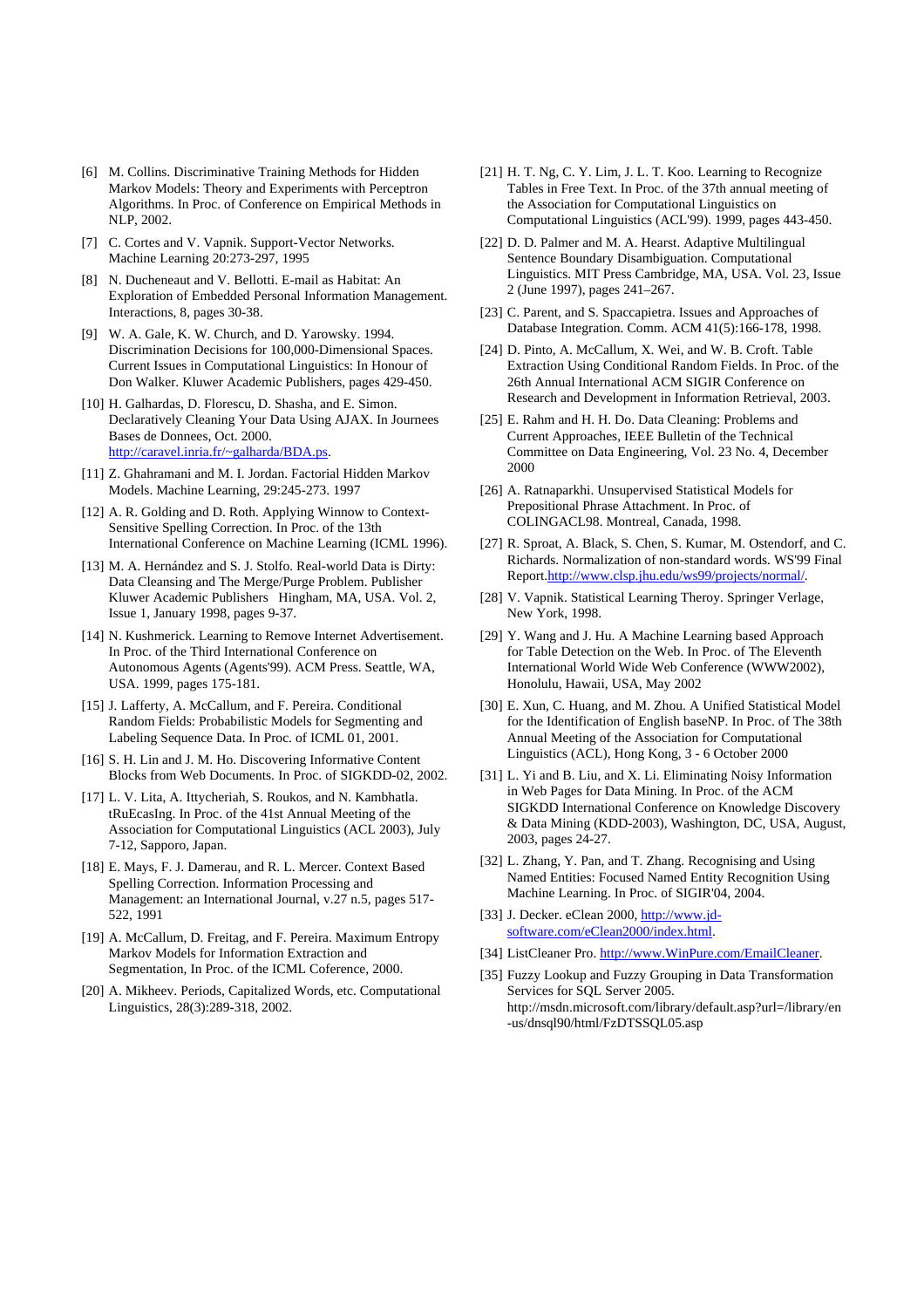[6] M. Collins. Discriminative Training Methods for Hidden Markov Models: Theory and Experiments with Perceptron Algorithms. In Proc. of Conference on Empirical Methods in NLP, 2002.

[7] C. Cortes and V. Vapnik. Support-Vector Networks. Machine Learning 20:273-297, 1995

[8] N. Ducheneaut and V. Bellotti. E-mail as Habitat: An Exploration of Embedded Personal Information Management. Interactions, 8, pages 30-38.

[9] W. A. Gale, K. W. Church, and D. Yarowsky. 1994. Discrimination Decisions for 100,000-Dimensional Spaces. Current Issues in Computational Linguistics: In Honour of Don Walker. Kluwer Academic Publishers, pages 429-450.

[10] H. Galhardas, D. Florescu, D. Shasha, and E. Simon. Declaratively Cleaning Your Data Using AJAX. In Journees Bases de Donnees, Oct. 2000. http://caravel.inria.fr/~galharda/BDA.ps.

[11] Z. Ghahramani and M. I. Jordan. Factorial Hidden Markov Models. Machine Learning, 29:245-273. 1997

[12] A. R. Golding and D. Roth. Applying Winnow to Context-Sensitive Spelling Correction. In Proc. of the 13th International Conference on Machine Learning (ICML 1996).

[13] M. A. Hernández and S. J. Stolfo. Real-world Data is Dirty: Data Cleansing and The Merge/Purge Problem. Publisher Kluwer Academic Publishers Hingham, MA, USA. Vol. 2, Issue 1, January 1998, pages 9-37.

[14] N. Kushmerick. Learning to Remove Internet Advertisement. In Proc. of the Third International Conference on Autonomous Agents (Agents'99). ACM Press. Seattle, WA, USA. 1999, pages 175-181.

[15] J. Lafferty, A. McCallum, and F. Pereira. Conditional Random Fields: Probabilistic Models for Segmenting and Labeling Sequence Data. In Proc. of ICML 01, 2001.

[16] S. H. Lin and J. M. Ho. Discovering Informative Content Blocks from Web Documents. In Proc. of SIGKDD-02, 2002.

[17] L. V. Lita, A. Ittycheriah, S. Roukos, and N. Kambhatla. tRuEcasIng. In Proc. of the 41st Annual Meeting of the Association for Computational Linguistics (ACL 2003), July 7-12, Sapporo, Japan.

[18] E. Mays, F. J. Damerau, and R. L. Mercer. Context Based Spelling Correction. Information Processing and Management: an International Journal, v.27 n.5, pages 517-522, 1991

[19] A. McCallum, D. Freitag, and F. Pereira. Maximum Entropy Markov Models for Information Extraction and Segmentation, In Proc. of the ICML Coference, 2000.

[20] A. Mikheev. Periods, Capitalized Words, etc. Computational Linguistics, 28(3):289-318, 2002.

[21] H. T. Ng, C. Y. Lim, J. L. T. Koo. Learning to Recognize Tables in Free Text. In Proc. of the 37th annual meeting of the Association for Computational Linguistics on Computational Linguistics (ACL'99). 1999, pages 443-450.

[22] D. D. Palmer and M. A. Hearst. Adaptive Multilingual Sentence Boundary Disambiguation. Computational Linguistics. MIT Press Cambridge, MA, USA. Vol. 23, Issue 2 (June 1997), pages 241–267.

[23] C. Parent, and S. Spaccapietra. Issues and Approaches of Database Integration. Comm. ACM 41(5):166-178, 1998.

[24] D. Pinto, A. McCallum, X. Wei, and W. B. Croft. Table Extraction Using Conditional Random Fields. In Proc. of the 26th Annual International ACM SIGIR Conference on Research and Development in Information Retrieval, 2003.

[25] E. Rahm and H. H. Do. Data Cleaning: Problems and Current Approaches, IEEE Bulletin of the Technical Committee on Data Engineering, Vol. 23 No. 4, December 2000

[26] A. Ratnaparkhi. Unsupervised Statistical Models for Prepositional Phrase Attachment. In Proc. of COLINGACL98. Montreal, Canada, 1998.

[27] R. Sproat, A. Black, S. Chen, S. Kumar, M. Ostendorf, and C. Richards. Normalization of non-standard words. WS'99 Final Report.http://www.clsp.jhu.edu/ws99/projects/normal/.

[28] V. Vapnik. Statistical Learning Theroy. Springer Verlage, New York, 1998.

[29] Y. Wang and J. Hu. A Machine Learning based Approach for Table Detection on the Web. In Proc. of The Eleventh International World Wide Web Conference (WWW2002), Honolulu, Hawaii, USA, May 2002

[30] E. Xun, C. Huang, and M. Zhou. A Unified Statistical Model for the Identification of English baseNP. In Proc. of The 38th Annual Meeting of the Association for Computational Linguistics (ACL), Hong Kong, 3 - 6 October 2000

[31] L. Yi and B. Liu, and X. Li. Eliminating Noisy Information in Web Pages for Data Mining. In Proc. of the ACM SIGKDD International Conference on Knowledge Discovery & Data Mining (KDD-2003), Washington, DC, USA, August, 2003, pages 24-27.

[32] L. Zhang, Y. Pan, and T. Zhang. Recognising and Using Named Entities: Focused Named Entity Recognition Using Machine Learning. In Proc. of SIGIR'04, 2004.

[33] J. Decker. eClean 2000, http://www.jd-software.com/eClean2000/index.html.

[34] ListCleaner Pro. http://www.WinPure.com/EmailCleaner.

[35] Fuzzy Lookup and Fuzzy Grouping in Data Transformation Services for SQL Server 2005. http://msdn.microsoft.com/library/default.asp?url=/library/en-us/dnsql90/html/FzDTSSQL05.asp